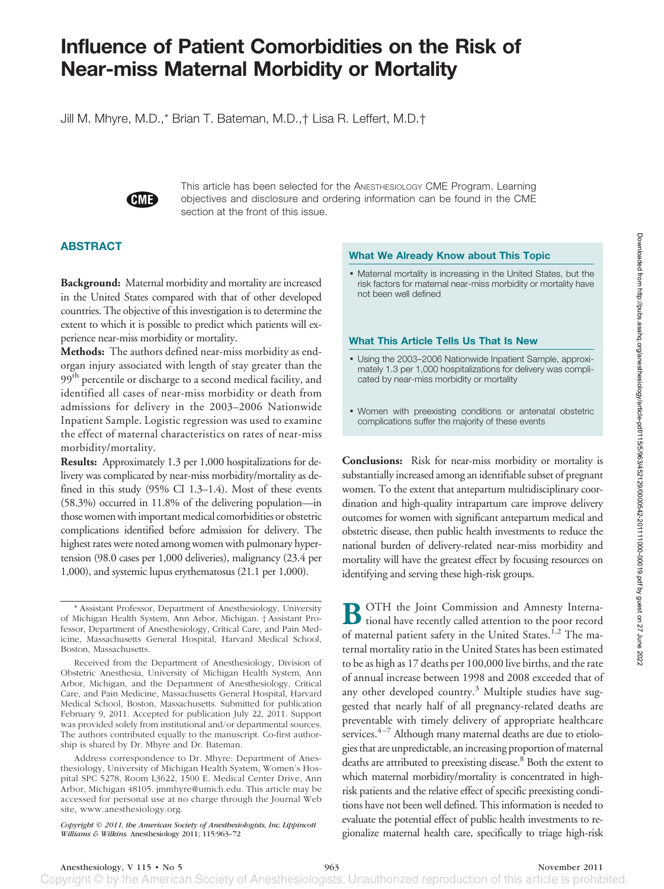# Influence of Patient Comorbidities on the Risk of Near-miss Maternal Morbidity or Mortality

Jill M. Mhyre, M.D.,* Brian T. Bateman, M.D.,† Lisa R. Leffert, M.D.†

This article has been selected for the ANESTHESIOLOGY CME Program. Learning objectives and disclosure and ordering information can be found in the CME section at the front of this issue.

## ABSTRACT

**Background:** Maternal morbidity and mortality are increased in the United States compared with that of other developed countries. The objective of this investigation is to determine the extent to which it is possible to predict which patients will experience near-miss morbidity or mortality.

**Methods:** The authors defined near-miss morbidity as end-organ injury associated with length of stay greater than the 99th percentile or discharge to a second medical facility, and identified all cases of near-miss morbidity or death from admissions for delivery in the 2003–2006 Nationwide Inpatient Sample. Logistic regression was used to examine the effect of maternal characteristics on rates of near-miss morbidity/mortality.

**Results:** Approximately 1.3 per 1,000 hospitalizations for delivery was complicated by near-miss morbidity/mortality as defined in this study (95% CI 1.3–1.4). Most of these events (58.3%) occurred in 11.8% of the delivering population—in those women with important medical comorbidities or obstetric complications identified before admission for delivery. The highest rates were noted among women with pulmonary hypertension (98.0 cases per 1,000 deliveries), malignancy (23.4 per 1,000), and systemic lupus erythematosus (21.1 per 1,000).

**Conclusions:** Risk for near-miss morbidity or mortality is substantially increased among an identifiable subset of pregnant women. To the extent that antepartum multidisciplinary coordination and high-quality intrapartum care improve delivery outcomes for women with significant antepartum medical and obstetric disease, then public health investments to reduce the national burden of delivery-related near-miss morbidity and mortality will have the greatest effect by focusing resources on identifying and serving these high-risk groups.

### What We Already Know about This Topic

- Maternal mortality is increasing in the United States, but the risk factors for maternal near-miss morbidity or mortality have not been well defined

### What This Article Tells Us That Is New

- Using the 2003–2006 Nationwide Inpatient Sample, approximately 1.3 per 1,000 hospitalizations for delivery was complicated by near-miss morbidity or mortality
- Women with preexisting conditions or antenatal obstetric complications suffer the majority of these events

BOTH the Joint Commission and Amnesty International have recently called attention to the poor record of maternal patient safety in the United States.[1,2] The maternal mortality ratio in the United States has been estimated to be as high as 17 deaths per 100,000 live births, and the rate of annual increase between 1998 and 2008 exceeded that of any other developed country.[3] Multiple studies have suggested that nearly half of all pregnancy-related deaths are preventable with timely delivery of appropriate healthcare services.[4–7] Although many maternal deaths are due to etiologies that are unpredictable, an increasing proportion of maternal deaths are attributed to preexisting disease.[8] Both the extent to which maternal morbidity/mortality is concentrated in high-risk patients and the relative effect of specific preexisting conditions have not been well defined. This information is needed to evaluate the potential effect of public health investments to regionalize maternal health care, specifically to triage high-risk

---

* Assistant Professor, Department of Anesthesiology, University of Michigan Health System, Ann Arbor, Michigan. † Assistant Professor, Department of Anesthesiology, Critical Care, and Pain Medicine, Massachusetts General Hospital, Harvard Medical School, Boston, Massachusetts.

Received from the Department of Anesthesiology, Division of Obstetric Anesthesia, University of Michigan Health System, Ann Arbor, Michigan, and the Department of Anesthesiology, Critical Care, and Pain Medicine, Massachusetts General Hospital, Harvard Medical School, Boston, Massachusetts. Submitted for publication February 9, 2011. Accepted for publication July 22, 2011. Support was provided solely from institutional and/or departmental sources. The authors contributed equally to the manuscript. Co-first authorship is shared by Dr. Mhyre and Dr. Bateman.

Address correspondence to Dr. Mhyre: Department of Anesthesiology, University of Michigan Health System, Women's Hospital SPC 5278, Room L3622, 1500 E. Medical Center Drive, Ann Arbor, Michigan 48105. jmmhyre@umich.edu. This article may be accessed for personal use at no charge through the Journal Web site, www.anesthesiology.org.

*Copyright © 2011, the American Society of Anesthesiologists, Inc. Lippincott Williams & Wilkins.* Anesthesiology 2011; 115:963–72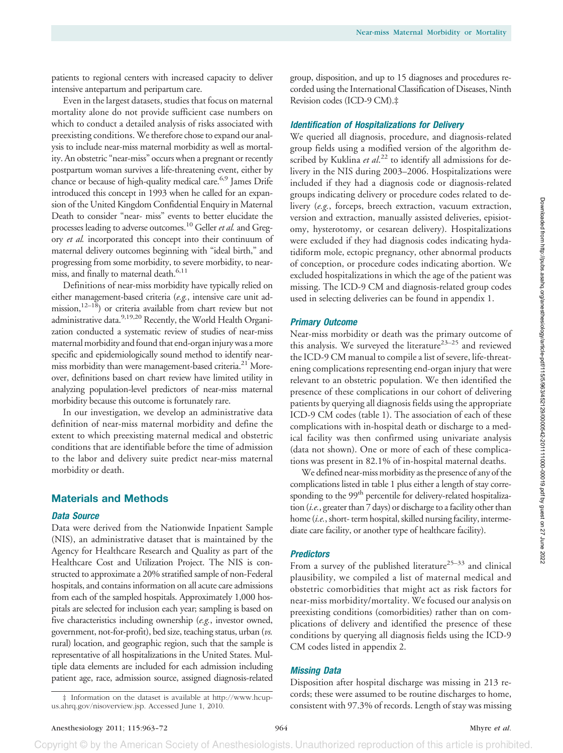patients to regional centers with increased capacity to deliver intensive antepartum and peripartum care.

Even in the largest datasets, studies that focus on maternal mortality alone do not provide sufficient case numbers on which to conduct a detailed analysis of risks associated with preexisting conditions. We therefore chose to expand our analysis to include near-miss maternal morbidity as well as mortality. An obstetric "near-miss" occurs when a pregnant or recently postpartum woman survives a life-threatening event, either by chance or because of high-quality medical care.[6,9] James Drife introduced this concept in 1993 when he called for an expansion of the United Kingdom Confidential Enquiry in Maternal Death to consider "near- miss" events to better elucidate the processes leading to adverse outcomes.[10] Geller *et al.* and Gregory *et al.* incorporated this concept into their continuum of maternal delivery outcomes beginning with "ideal birth," and progressing from some morbidity, to severe morbidity, to near-miss, and finally to maternal death.[6,11]

Definitions of near-miss morbidity have typically relied on either management-based criteria (*e.g.*, intensive care unit admission,[12–18]) or criteria available from chart review but not administrative data.[9,19,20] Recently, the World Health Organization conducted a systematic review of studies of near-miss maternal morbidity and found that end-organ injury was a more specific and epidemiologically sound method to identify near-miss morbidity than were management-based criteria.[21] Moreover, definitions based on chart review have limited utility in analyzing population-level predictors of near-miss maternal morbidity because this outcome is fortunately rare.

In our investigation, we develop an administrative data definition of near-miss maternal morbidity and define the extent to which preexisting maternal medical and obstetric conditions that are identifiable before the time of admission to the labor and delivery suite predict near-miss maternal morbidity or death.

## Materials and Methods

### *Data Source*

Data were derived from the Nationwide Inpatient Sample (NIS), an administrative dataset that is maintained by the Agency for Healthcare Research and Quality as part of the Healthcare Cost and Utilization Project. The NIS is constructed to approximate a 20% stratified sample of non-Federal hospitals, and contains information on all acute care admissions from each of the sampled hospitals. Approximately 1,000 hospitals are selected for inclusion each year; sampling is based on five characteristics including ownership (*e.g.*, investor owned, government, not-for-profit), bed size, teaching status, urban (*vs.* rural) location, and geographic region, such that the sample is representative of all hospitalizations in the United States. Multiple data elements are included for each admission including patient age, race, admission source, assigned diagnosis-related group, disposition, and up to 15 diagnoses and procedures recorded using the International Classification of Diseases, Ninth Revision codes (ICD-9 CM).‡

‡ Information on the dataset is available at http://www.hcup-us.ahrq.gov/nisoverview.jsp. Accessed June 1, 2010.

### *Identification of Hospitalizations for Delivery*

We queried all diagnosis, procedure, and diagnosis-related group fields using a modified version of the algorithm described by Kuklina *et al.*[22] to identify all admissions for delivery in the NIS during 2003–2006. Hospitalizations were included if they had a diagnosis code or diagnosis-related groups indicating delivery or procedure codes related to delivery (*e.g.*, forceps, breech extraction, vacuum extraction, version and extraction, manually assisted deliveries, episiotomy, hysterotomy, or cesarean delivery). Hospitalizations were excluded if they had diagnosis codes indicating hydatidiform mole, ectopic pregnancy, other abnormal products of conception, or procedure codes indicating abortion. We excluded hospitalizations in which the age of the patient was missing. The ICD-9 CM and diagnosis-related group codes used in selecting deliveries can be found in appendix 1.

### *Primary Outcome*

Near-miss morbidity or death was the primary outcome of this analysis. We surveyed the literature[23–25] and reviewed the ICD-9 CM manual to compile a list of severe, life-threatening complications representing end-organ injury that were relevant to an obstetric population. We then identified the presence of these complications in our cohort of delivering patients by querying all diagnosis fields using the appropriate ICD-9 CM codes (table 1). The association of each of these complications with in-hospital death or discharge to a medical facility was then confirmed using univariate analysis (data not shown). One or more of each of these complications was present in 82.1% of in-hospital maternal deaths.

We defined near-miss morbidity as the presence of any of the complications listed in table 1 plus either a length of stay corresponding to the 99th percentile for delivery-related hospitalization (*i.e.*, greater than 7 days) or discharge to a facility other than home (*i.e.*, short- term hospital, skilled nursing facility, intermediate care facility, or another type of healthcare facility).

### *Predictors*

From a survey of the published literature[25–33] and clinical plausibility, we compiled a list of maternal medical and obstetric comorbidities that might act as risk factors for near-miss morbidity/mortality. We focused our analysis on preexisting conditions (comorbidities) rather than on complications of delivery and identified the presence of these conditions by querying all diagnosis fields using the ICD-9 CM codes listed in appendix 2.

### *Missing Data*

Disposition after hospital discharge was missing in 213 records; these were assumed to be routine discharges to home, consistent with 97.3% of records. Length of stay was missing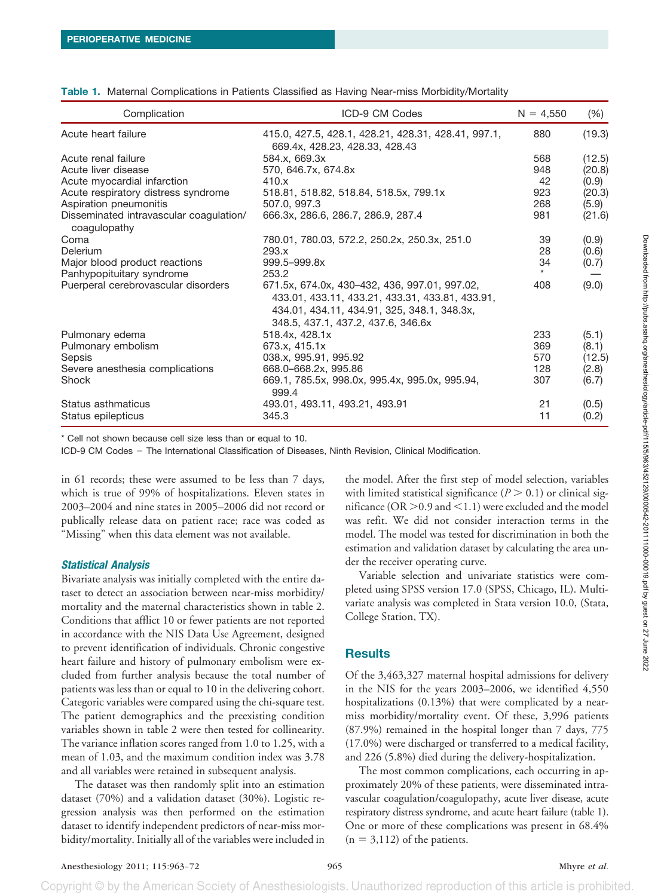**Table 1.** Maternal Complications in Patients Classified as Having Near-miss Morbidity/Mortality

| Complication | ICD-9 CM Codes | N = 4,550 | (%) |
|---|---|---|---|
| Acute heart failure | 415.0, 427.5, 428.1, 428.21, 428.31, 428.41, 997.1, 669.4x, 428.23, 428.33, 428.43 | 880 | (19.3) |
| Acute renal failure | 584.x, 669.3x | 568 | (12.5) |
| Acute liver disease | 570, 646.7x, 674.8x | 948 | (20.8) |
| Acute myocardial infarction | 410.x | 42 | (0.9) |
| Acute respiratory distress syndrome | 518.81, 518.82, 518.84, 518.5x, 799.1x | 923 | (20.3) |
| Aspiration pneumonitis | 507.0, 997.3 | 268 | (5.9) |
| Disseminated intravascular coagulation/ coagulopathy | 666.3x, 286.6, 286.7, 286.9, 287.4 | 981 | (21.6) |
| Coma | 780.01, 780.03, 572.2, 250.2x, 250.3x, 251.0 | 39 | (0.9) |
| Delerium | 293.x | 28 | (0.6) |
| Major blood product reactions | 999.5–999.8x | 34 | (0.7) |
| Panhypopituitary syndrome | 253.2 | * | — |
| Puerperal cerebrovascular disorders | 671.5x, 674.0x, 430–432, 436, 997.01, 997.02, 433.01, 433.11, 433.21, 433.31, 433.81, 433.91, 434.01, 434.11, 434.91, 325, 348.1, 348.3x, 348.5, 437.1, 437.2, 437.6, 346.6x | 408 | (9.0) |
| Pulmonary edema | 518.4x, 428.1x | 233 | (5.1) |
| Pulmonary embolism | 673.x, 415.1x | 369 | (8.1) |
| Sepsis | 038.x, 995.91, 995.92 | 570 | (12.5) |
| Severe anesthesia complications | 668.0–668.2x, 995.86 | 128 | (2.8) |
| Shock | 669.1, 785.5x, 998.0x, 995.4x, 995.0x, 995.94, 999.4 | 307 | (6.7) |
| Status asthmaticus | 493.01, 493.11, 493.21, 493.91 | 21 | (0.5) |
| Status epilepticus | 345.3 | 11 | (0.2) |

\* Cell not shown because cell size less than or equal to 10.

ICD-9 CM Codes = The International Classification of Diseases, Ninth Revision, Clinical Modification.

in 61 records; these were assumed to be less than 7 days, which is true of 99% of hospitalizations. Eleven states in 2003–2004 and nine states in 2005–2006 did not record or publically release data on patient race; race was coded as "Missing" when this data element was not available.

### *Statistical Analysis*

Bivariate analysis was initially completed with the entire dataset to detect an association between near-miss morbidity/mortality and the maternal characteristics shown in table 2. Conditions that afflict 10 or fewer patients are not reported in accordance with the NIS Data Use Agreement, designed to prevent identification of individuals. Chronic congestive heart failure and history of pulmonary embolism were excluded from further analysis because the total number of patients was less than or equal to 10 in the delivering cohort. Categoric variables were compared using the chi-square test. The patient demographics and the preexisting condition variables shown in table 2 were then tested for collinearity. The variance inflation scores ranged from 1.0 to 1.25, with a mean of 1.03, and the maximum condition index was 3.78 and all variables were retained in subsequent analysis.

The dataset was then randomly split into an estimation dataset (70%) and a validation dataset (30%). Logistic regression analysis was then performed on the estimation dataset to identify independent predictors of near-miss morbidity/mortality. Initially all of the variables were included in the model. After the first step of model selection, variables with limited statistical significance ($P > 0.1$) or clinical significance (OR $>0.9$ and $<1.1$) were excluded and the model was refit. We did not consider interaction terms in the model. The model was tested for discrimination in both the estimation and validation dataset by calculating the area under the receiver operating curve.

Variable selection and univariate statistics were completed using SPSS version 17.0 (SPSS, Chicago, IL). Multivariate analysis was completed in Stata version 10.0, (Stata, College Station, TX).

## Results

Of the 3,463,327 maternal hospital admissions for delivery in the NIS for the years 2003–2006, we identified 4,550 hospitalizations (0.13%) that were complicated by a near-miss morbidity/mortality event. Of these, 3,996 patients (87.9%) remained in the hospital longer than 7 days, 775 (17.0%) were discharged or transferred to a medical facility, and 226 (5.8%) died during the delivery-hospitalization.

The most common complications, each occurring in approximately 20% of these patients, were disseminated intravascular coagulation/coagulopathy, acute liver disease, acute respiratory distress syndrome, and acute heart failure (table 1). One or more of these complications was present in 68.4% (n = 3,112) of the patients.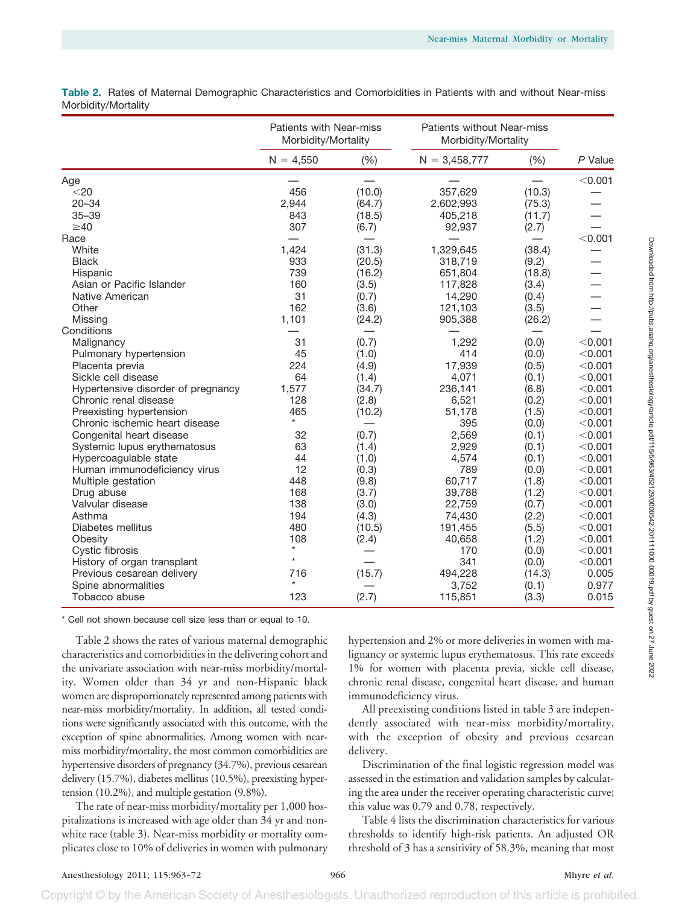**Table 2.** Rates of Maternal Demographic Characteristics and Comorbidities in Patients with and without Near-miss Morbidity/Mortality

| | Patients with Near-miss Morbidity/Mortality | | Patients without Near-miss Morbidity/Mortality | | |
|---|---|---|---|---|---|
| | N = 4,550 | (%) | N = 3,458,777 | (%) | *P* Value |
| Age | — | — | — | — | <0.001 |
| <20 | 456 | (10.0) | 357,629 | (10.3) | — |
| 20–34 | 2,944 | (64.7) | 2,602,993 | (75.3) | — |
| 35–39 | 843 | (18.5) | 405,218 | (11.7) | — |
| ≥40 | 307 | (6.7) | 92,937 | (2.7) | — |
| Race | — | — | — | — | <0.001 |
| White | 1,424 | (31.3) | 1,329,645 | (38.4) | — |
| Black | 933 | (20.5) | 318,719 | (9.2) | — |
| Hispanic | 739 | (16.2) | 651,804 | (18.8) | — |
| Asian or Pacific Islander | 160 | (3.5) | 117,828 | (3.4) | — |
| Native American | 31 | (0.7) | 14,290 | (0.4) | — |
| Other | 162 | (3.6) | 121,103 | (3.5) | — |
| Missing | 1,101 | (24.2) | 905,388 | (26.2) | — |
| Conditions | — | — | — | — | — |
| Malignancy | 31 | (0.7) | 1,292 | (0.0) | <0.001 |
| Pulmonary hypertension | 45 | (1.0) | 414 | (0.0) | <0.001 |
| Placenta previa | 224 | (4.9) | 17,939 | (0.5) | <0.001 |
| Sickle cell disease | 64 | (1.4) | 4,071 | (0.1) | <0.001 |
| Hypertensive disorder of pregnancy | 1,577 | (34.7) | 236,141 | (6.8) | <0.001 |
| Chronic renal disease | 128 | (2.8) | 6,521 | (0.2) | <0.001 |
| Preexisting hypertension | 465 | (10.2) | 51,178 | (1.5) | <0.001 |
| Chronic ischemic heart disease | * | — | 395 | (0.0) | <0.001 |
| Congenital heart disease | 32 | (0.7) | 2,569 | (0.1) | <0.001 |
| Systemic lupus erythematosus | 63 | (1.4) | 2,929 | (0.1) | <0.001 |
| Hypercoagulable state | 44 | (1.0) | 4,574 | (0.1) | <0.001 |
| Human immunodeficiency virus | 12 | (0.3) | 789 | (0.0) | <0.001 |
| Multiple gestation | 448 | (9.8) | 60,717 | (1.8) | <0.001 |
| Drug abuse | 168 | (3.7) | 39,788 | (1.2) | <0.001 |
| Valvular disease | 138 | (3.0) | 22,759 | (0.7) | <0.001 |
| Asthma | 194 | (4.3) | 74,430 | (2.2) | <0.001 |
| Diabetes mellitus | 480 | (10.5) | 191,455 | (5.5) | <0.001 |
| Obesity | 108 | (2.4) | 40,658 | (1.2) | <0.001 |
| Cystic fibrosis | * | — | 170 | (0.0) | <0.001 |
| History of organ transplant | * | — | 341 | (0.0) | <0.001 |
| Previous cesarean delivery | 716 | (15.7) | 494,228 | (14.3) | 0.005 |
| Spine abnormalities | * | — | 3,752 | (0.1) | 0.977 |
| Tobacco abuse | 123 | (2.7) | 115,851 | (3.3) | 0.015 |

\* Cell not shown because cell size less than or equal to 10.

Table 2 shows the rates of various maternal demographic characteristics and comorbidities in the delivering cohort and the univariate association with near-miss morbidity/mortality. Women older than 34 yr and non-Hispanic black women are disproportionately represented among patients with near-miss morbidity/mortality. In addition, all tested conditions were significantly associated with this outcome, with the exception of spine abnormalities. Among women with near-miss morbidity/mortality, the most common comorbidities are hypertensive disorders of pregnancy (34.7%), previous cesarean delivery (15.7%), diabetes mellitus (10.5%), preexisting hypertension (10.2%), and multiple gestation (9.8%).

The rate of near-miss morbidity/mortality per 1,000 hospitalizations is increased with age older than 34 yr and nonwhite race (table 3). Near-miss morbidity or mortality complicates close to 10% of deliveries in women with pulmonary hypertension and 2% or more deliveries in women with malignancy or systemic lupus erythematosus. This rate exceeds 1% for women with placenta previa, sickle cell disease, chronic renal disease, congenital heart disease, and human immunodeficiency virus.

All preexisting conditions listed in table 3 are independently associated with near-miss morbidity/mortality, with the exception of obesity and previous cesarean delivery.

Discrimination of the final logistic regression model was assessed in the estimation and validation samples by calculating the area under the receiver operating characteristic curve; this value was 0.79 and 0.78, respectively.

Table 4 lists the discrimination characteristics for various thresholds to identify high-risk patients. An adjusted OR threshold of 3 has a sensitivity of 58.3%, meaning that most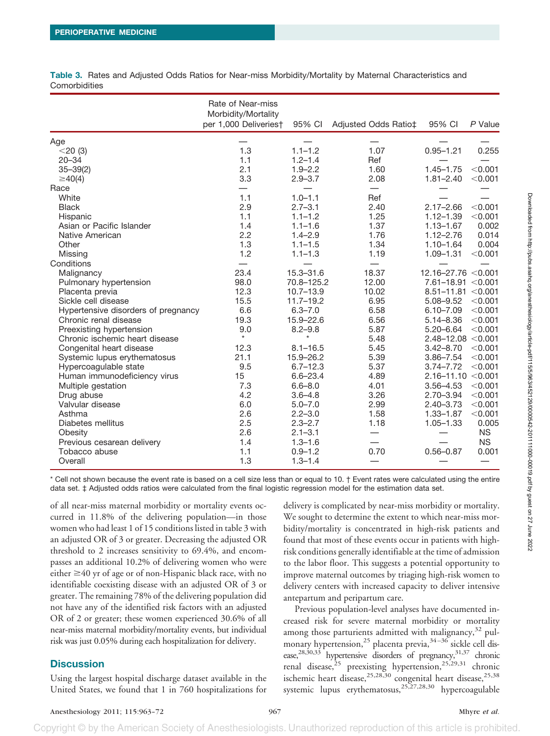**Table 3.** Rates and Adjusted Odds Ratios for Near-miss Morbidity/Mortality by Maternal Characteristics and Comorbidities

| | Rate of Near-miss Morbidity/Mortality per 1,000 Deliveries† | 95% CI | Adjusted Odds Ratio‡ | 95% CI | *P* Value |
|---|---|---|---|---|---|
| Age | — | — | — | — | — |
| <20 (3) | 1.3 | 1.1–1.2 | 1.07 | 0.95–1.21 | 0.255 |
| 20–34 | 1.1 | 1.2–1.4 | Ref | — | — |
| 35–39(2) | 2.1 | 1.9–2.2 | 1.60 | 1.45–1.75 | <0.001 |
| ≥40(4) | 3.3 | 2.9–3.7 | 2.08 | 1.81–2.40 | <0.001 |
| Race | — | — | — | — | — |
| White | 1.1 | 1.0–1.1 | Ref | — | — |
| Black | 2.9 | 2.7–3.1 | 2.40 | 2.17–2.66 | <0.001 |
| Hispanic | 1.1 | 1.1–1.2 | 1.25 | 1.12–1.39 | <0.001 |
| Asian or Pacific Islander | 1.4 | 1.1–1.6 | 1.37 | 1.13–1.67 | 0.002 |
| Native American | 2.2 | 1.4–2.9 | 1.76 | 1.12–2.76 | 0.014 |
| Other | 1.3 | 1.1–1.5 | 1.34 | 1.10–1.64 | 0.004 |
| Missing | 1.2 | 1.1–1.3 | 1.19 | 1.09–1.31 | <0.001 |
| Conditions | — | — | — | — | — |
| Malignancy | 23.4 | 15.3–31.6 | 18.37 | 12.16–27.76 | <0.001 |
| Pulmonary hypertension | 98.0 | 70.8–125.2 | 12.00 | 7.61–18.91 | <0.001 |
| Placenta previa | 12.3 | 10.7–13.9 | 10.02 | 8.51–11.81 | <0.001 |
| Sickle cell disease | 15.5 | 11.7–19.2 | 6.95 | 5.08–9.52 | <0.001 |
| Hypertensive disorders of pregnancy | 6.6 | 6.3–7.0 | 6.58 | 6.10–7.09 | <0.001 |
| Chronic renal disease | 19.3 | 15.9–22.6 | 6.56 | 5.14–8.36 | <0.001 |
| Preexisting hypertension | 9.0 | 8.2–9.8 | 5.87 | 5.20–6.64 | <0.001 |
| Chronic ischemic heart disease | * | * | 5.48 | 2.48–12.08 | <0.001 |
| Congenital heart disease | 12.3 | 8.1–16.5 | 5.45 | 3.42–8.70 | <0.001 |
| Systemic lupus erythematosus | 21.1 | 15.9–26.2 | 5.39 | 3.86–7.54 | <0.001 |
| Hypercoagulable state | 9.5 | 6.7–12.3 | 5.37 | 3.74–7.72 | <0.001 |
| Human immunodeficiency virus | 15 | 6.6–23.4 | 4.89 | 2.16–11.10 | <0.001 |
| Multiple gestation | 7.3 | 6.6–8.0 | 4.01 | 3.56–4.53 | <0.001 |
| Drug abuse | 4.2 | 3.6–4.8 | 3.26 | 2.70–3.94 | <0.001 |
| Valvular disease | 6.0 | 5.0–7.0 | 2.99 | 2.40–3.73 | <0.001 |
| Asthma | 2.6 | 2.2–3.0 | 1.58 | 1.33–1.87 | <0.001 |
| Diabetes mellitus | 2.5 | 2.3–2.7 | 1.18 | 1.05–1.33 | 0.005 |
| Obesity | 2.6 | 2.1–3.1 | — | — | NS |
| Previous cesarean delivery | 1.4 | 1.3–1.6 | — | — | NS |
| Tobacco abuse | 1.1 | 0.9–1.2 | 0.70 | 0.56–0.87 | 0.001 |
| Overall | 1.3 | 1.3–1.4 | — | — | — |

\* Cell not shown because the event rate is based on a cell size less than or equal to 10. † Event rates were calculated using the entire data set. ‡ Adjusted odds ratios were calculated from the final logistic regression model for the estimation data set.

of all near-miss maternal morbidity or mortality events occurred in 11.8% of the delivering population—in those women who had least 1 of 15 conditions listed in table 3 with an adjusted OR of 3 or greater. Decreasing the adjusted OR threshold to 2 increases sensitivity to 69.4%, and encompasses an additional 10.2% of delivering women who were either ≥40 yr of age or of non-Hispanic black race, with no identifiable coexisting disease with an adjusted OR of 3 or greater. The remaining 78% of the delivering population did not have any of the identified risk factors with an adjusted OR of 2 or greater; these women experienced 30.6% of all near-miss maternal morbidity/mortality events, but individual risk was just 0.05% during each hospitalization for delivery.

## Discussion

Using the largest hospital discharge dataset available in the United States, we found that 1 in 760 hospitalizations for delivery is complicated by near-miss morbidity or mortality. We sought to determine the extent to which near-miss morbidity/mortality is concentrated in high-risk patients and found that most of these events occur in patients with high-risk conditions generally identifiable at the time of admission to the labor floor. This suggests a potential opportunity to improve maternal outcomes by triaging high-risk women to delivery centers with increased capacity to deliver intensive antepartum and peripartum care.

Previous population-level analyses have documented increased risk for severe maternal morbidity or mortality among those parturients admitted with malignancy,[32] pulmonary hypertension,[25] placenta previa,[34–36] sickle cell disease,[28,30,33] hypertensive disorders of pregnancy,[31,37] chronic renal disease,[25] preexisting hypertension,[25,29,31] chronic ischemic heart disease,[25,28,30] congenital heart disease,[25,38] systemic lupus erythematosus,[25,27,28,30] hypercoagulable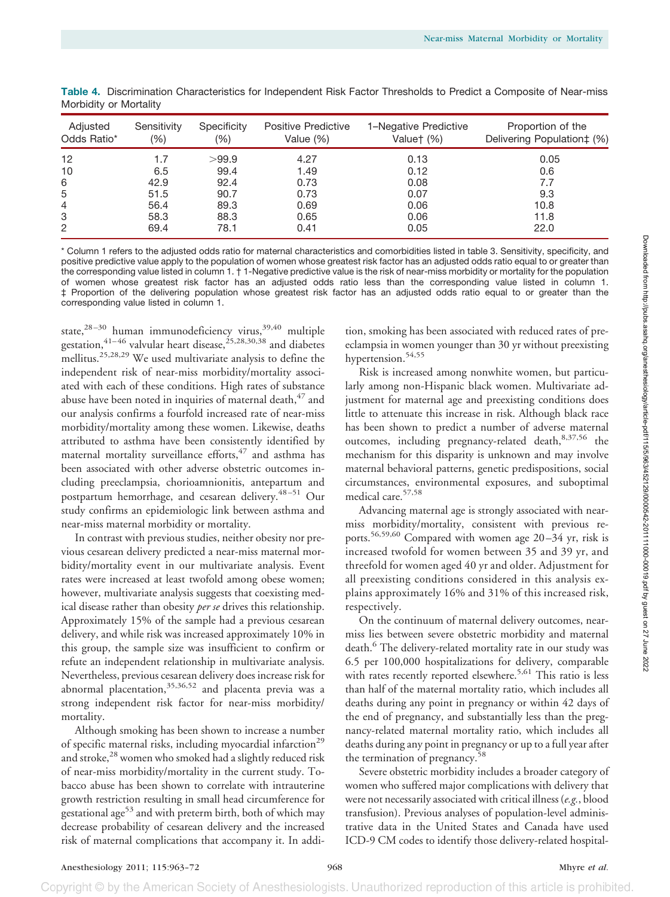**Table 4.** Discrimination Characteristics for Independent Risk Factor Thresholds to Predict a Composite of Near-miss Morbidity or Mortality

| Adjusted Odds Ratio* | Sensitivity (%) | Specificity (%) | Positive Predictive Value (%) | 1–Negative Predictive Value† (%) | Proportion of the Delivering Population‡ (%) |
|---|---|---|---|---|---|
| 12 | 1.7 | >99.9 | 4.27 | 0.13 | 0.05 |
| 10 | 6.5 | 99.4 | 1.49 | 0.12 | 0.6 |
| 6 | 42.9 | 92.4 | 0.73 | 0.08 | 7.7 |
| 5 | 51.5 | 90.7 | 0.73 | 0.07 | 9.3 |
| 4 | 56.4 | 89.3 | 0.69 | 0.06 | 10.8 |
| 3 | 58.3 | 88.3 | 0.65 | 0.06 | 11.8 |
| 2 | 69.4 | 78.1 | 0.41 | 0.05 | 22.0 |

\* Column 1 refers to the adjusted odds ratio for maternal characteristics and comorbidities listed in table 3. Sensitivity, specificity, and positive predictive value apply to the population of women whose greatest risk factor has an adjusted odds ratio equal to or greater than the corresponding value listed in column 1. † 1-Negative predictive value is the risk of near-miss morbidity or mortality for the population of women whose greatest risk factor has an adjusted odds ratio less than the corresponding value listed in column 1. ‡ Proportion of the delivering population whose greatest risk factor has an adjusted odds ratio equal to or greater than the corresponding value listed in column 1.

state,[28–30] human immunodeficiency virus,[39,40] multiple gestation,[41–46] valvular heart disease,[25,28,30,38] and diabetes mellitus.[25,28,29] We used multivariate analysis to define the independent risk of near-miss morbidity/mortality associated with each of these conditions. High rates of substance abuse have been noted in inquiries of maternal death,[47] and our analysis confirms a fourfold increased rate of near-miss morbidity/mortality among these women. Likewise, deaths attributed to asthma have been consistently identified by maternal mortality surveillance efforts,[47] and asthma has been associated with other adverse obstetric outcomes including preeclampsia, chorioamnionitis, antepartum and postpartum hemorrhage, and cesarean delivery.[48–51] Our study confirms an epidemiologic link between asthma and near-miss maternal morbidity or mortality.

In contrast with previous studies, neither obesity nor previous cesarean delivery predicted a near-miss maternal morbidity/mortality event in our multivariate analysis. Event rates were increased at least twofold among obese women; however, multivariate analysis suggests that coexisting medical disease rather than obesity *per se* drives this relationship. Approximately 15% of the sample had a previous cesarean delivery, and while risk was increased approximately 10% in this group, the sample size was insufficient to confirm or refute an independent relationship in multivariate analysis. Nevertheless, previous cesarean delivery does increase risk for abnormal placentation,[35,36,52] and placenta previa was a strong independent risk factor for near-miss morbidity/mortality.

Although smoking has been shown to increase a number of specific maternal risks, including myocardial infarction[29] and stroke,[28] women who smoked had a slightly reduced risk of near-miss morbidity/mortality in the current study. Tobacco abuse has been shown to correlate with intrauterine growth restriction resulting in small head circumference for gestational age[53] and with preterm birth, both of which may decrease probability of cesarean delivery and the increased risk of maternal complications that accompany it. In addition, smoking has been associated with reduced rates of preeclampsia in women younger than 30 yr without preexisting hypertension.[54,55]

Risk is increased among nonwhite women, but particularly among non-Hispanic black women. Multivariate adjustment for maternal age and preexisting conditions does little to attenuate this increase in risk. Although black race has been shown to predict a number of adverse maternal outcomes, including pregnancy-related death,[8,37,56] the mechanism for this disparity is unknown and may involve maternal behavioral patterns, genetic predispositions, social circumstances, environmental exposures, and suboptimal medical care.[57,58]

Advancing maternal age is strongly associated with near-miss morbidity/mortality, consistent with previous reports.[56,59,60] Compared with women age 20–34 yr, risk is increased twofold for women between 35 and 39 yr, and threefold for women aged 40 yr and older. Adjustment for all preexisting conditions considered in this analysis explains approximately 16% and 31% of this increased risk, respectively.

On the continuum of maternal delivery outcomes, near-miss lies between severe obstetric morbidity and maternal death.[6] The delivery-related mortality rate in our study was 6.5 per 100,000 hospitalizations for delivery, comparable with rates recently reported elsewhere.[5,61] This ratio is less than half of the maternal mortality ratio, which includes all deaths during any point in pregnancy or within 42 days of the end of pregnancy, and substantially less than the pregnancy-related maternal mortality ratio, which includes all deaths during any point in pregnancy or up to a full year after the termination of pregnancy.[58]

Severe obstetric morbidity includes a broader category of women who suffered major complications with delivery that were not necessarily associated with critical illness (*e.g.*, blood transfusion). Previous analyses of population-level administrative data in the United States and Canada have used ICD-9 CM codes to identify those delivery-related hospital-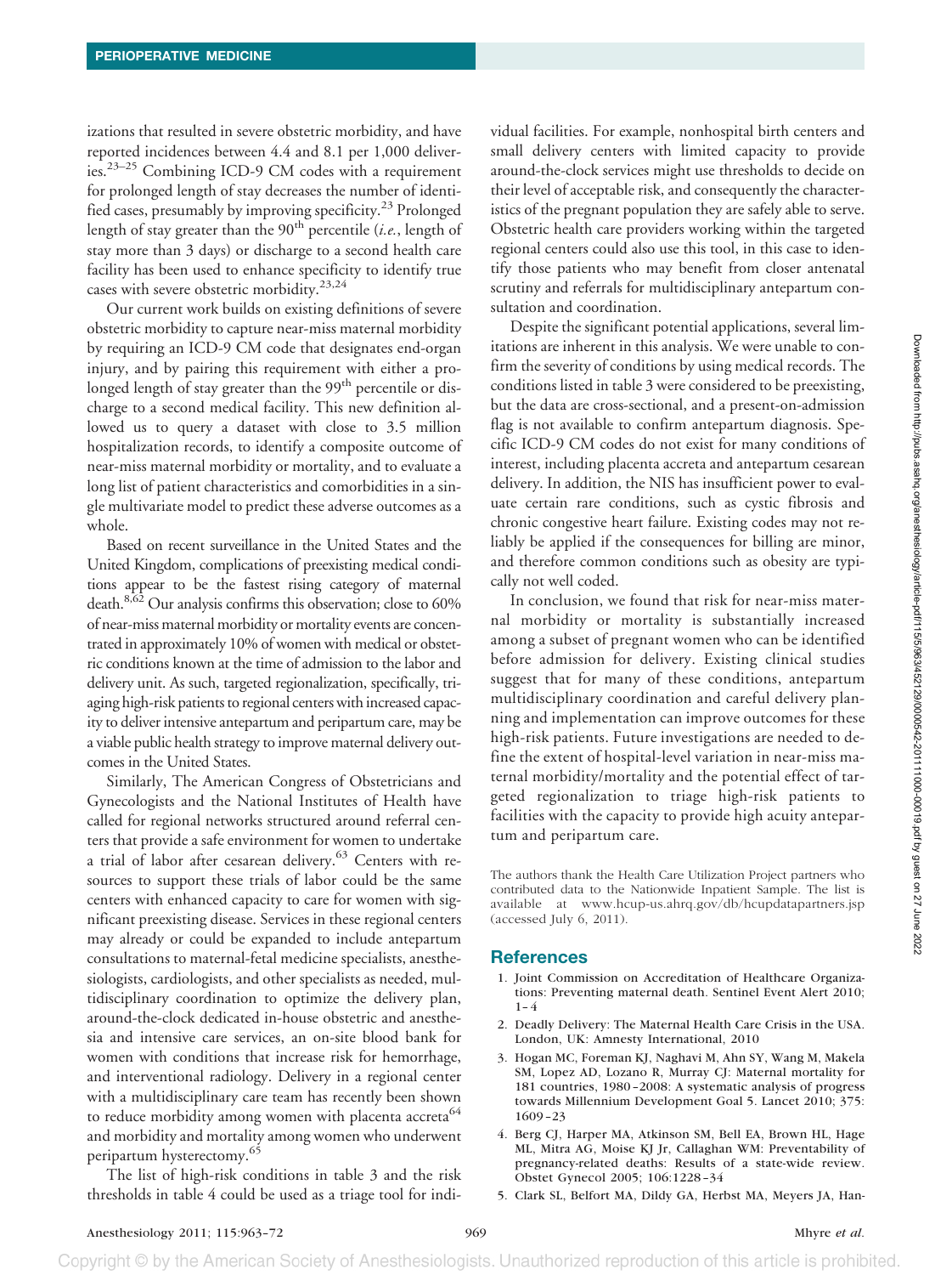izations that resulted in severe obstetric morbidity, and have reported incidences between 4.4 and 8.1 per 1,000 deliveries.[23–25] Combining ICD-9 CM codes with a requirement for prolonged length of stay decreases the number of identified cases, presumably by improving specificity.[23] Prolonged length of stay greater than the 90th percentile (*i.e.*, length of stay more than 3 days) or discharge to a second health care facility has been used to enhance specificity to identify true cases with severe obstetric morbidity.[23,24]

Our current work builds on existing definitions of severe obstetric morbidity to capture near-miss maternal morbidity by requiring an ICD-9 CM code that designates end-organ injury, and by pairing this requirement with either a prolonged length of stay greater than the 99th percentile or discharge to a second medical facility. This new definition allowed us to query a dataset with close to 3.5 million hospitalization records, to identify a composite outcome of near-miss maternal morbidity or mortality, and to evaluate a long list of patient characteristics and comorbidities in a single multivariate model to predict these adverse outcomes as a whole.

Based on recent surveillance in the United States and the United Kingdom, complications of preexisting medical conditions appear to be the fastest rising category of maternal death.[8,62] Our analysis confirms this observation; close to 60% of near-miss maternal morbidity or mortality events are concentrated in approximately 10% of women with medical or obstetric conditions known at the time of admission to the labor and delivery unit. As such, targeted regionalization, specifically, triaging high-risk patients to regional centers with increased capacity to deliver intensive antepartum and peripartum care, may be a viable public health strategy to improve maternal delivery outcomes in the United States.

Similarly, The American Congress of Obstetricians and Gynecologists and the National Institutes of Health have called for regional networks structured around referral centers that provide a safe environment for women to undertake a trial of labor after cesarean delivery.[63] Centers with resources to support these trials of labor could be the same centers with enhanced capacity to care for women with significant preexisting disease. Services in these regional centers may already or could be expanded to include antepartum consultations to maternal-fetal medicine specialists, anesthesiologists, cardiologists, and other specialists as needed, multidisciplinary coordination to optimize the delivery plan, around-the-clock dedicated in-house obstetric and anesthesia and intensive care services, an on-site blood bank for women with conditions that increase risk for hemorrhage, and interventional radiology. Delivery in a regional center with a multidisciplinary care team has recently been shown to reduce morbidity among women with placenta accreta[64] and morbidity and mortality among women who underwent peripartum hysterectomy.[65]

The list of high-risk conditions in table 3 and the risk thresholds in table 4 could be used as a triage tool for individual facilities. For example, nonhospital birth centers and small delivery centers with limited capacity to provide around-the-clock services might use thresholds to decide on their level of acceptable risk, and consequently the characteristics of the pregnant population they are safely able to serve. Obstetric health care providers working within the targeted regional centers could also use this tool, in this case to identify those patients who may benefit from closer antenatal scrutiny and referrals for multidisciplinary antepartum consultation and coordination.

Despite the significant potential applications, several limitations are inherent in this analysis. We were unable to confirm the severity of conditions by using medical records. The conditions listed in table 3 were considered to be preexisting, but the data are cross-sectional, and a present-on-admission flag is not available to confirm antepartum diagnosis. Specific ICD-9 CM codes do not exist for many conditions of interest, including placenta accreta and antepartum cesarean delivery. In addition, the NIS has insufficient power to evaluate certain rare conditions, such as cystic fibrosis and chronic congestive heart failure. Existing codes may not reliably be applied if the consequences for billing are minor, and therefore common conditions such as obesity are typically not well coded.

In conclusion, we found that risk for near-miss maternal morbidity or mortality is substantially increased among a subset of pregnant women who can be identified before admission for delivery. Existing clinical studies suggest that for many of these conditions, antepartum multidisciplinary coordination and careful delivery planning and implementation can improve outcomes for these high-risk patients. Future investigations are needed to define the extent of hospital-level variation in near-miss maternal morbidity/mortality and the potential effect of targeted regionalization to triage high-risk patients to facilities with the capacity to provide high acuity antepartum and peripartum care.

The authors thank the Health Care Utilization Project partners who contributed data to the Nationwide Inpatient Sample. The list is available at www.hcup-us.ahrq.gov/db/hcupdatapartners.jsp (accessed July 6, 2011).

## References

1. Joint Commission on Accreditation of Healthcare Organizations: Preventing maternal death. Sentinel Event Alert 2010; 1–4
2. Deadly Delivery: The Maternal Health Care Crisis in the USA. London, UK: Amnesty International, 2010
3. Hogan MC, Foreman KJ, Naghavi M, Ahn SY, Wang M, Makela SM, Lopez AD, Lozano R, Murray CJ: Maternal mortality for 181 countries, 1980–2008: A systematic analysis of progress towards Millennium Development Goal 5. Lancet 2010; 375: 1609–23
4. Berg CJ, Harper MA, Atkinson SM, Bell EA, Brown HL, Hage ML, Mitra AG, Moise KJ Jr, Callaghan WM: Preventability of pregnancy-related deaths: Results of a state-wide review. Obstet Gynecol 2005; 106:1228–34
5. Clark SL, Belfort MA, Dildy GA, Herbst MA, Meyers JA, Han-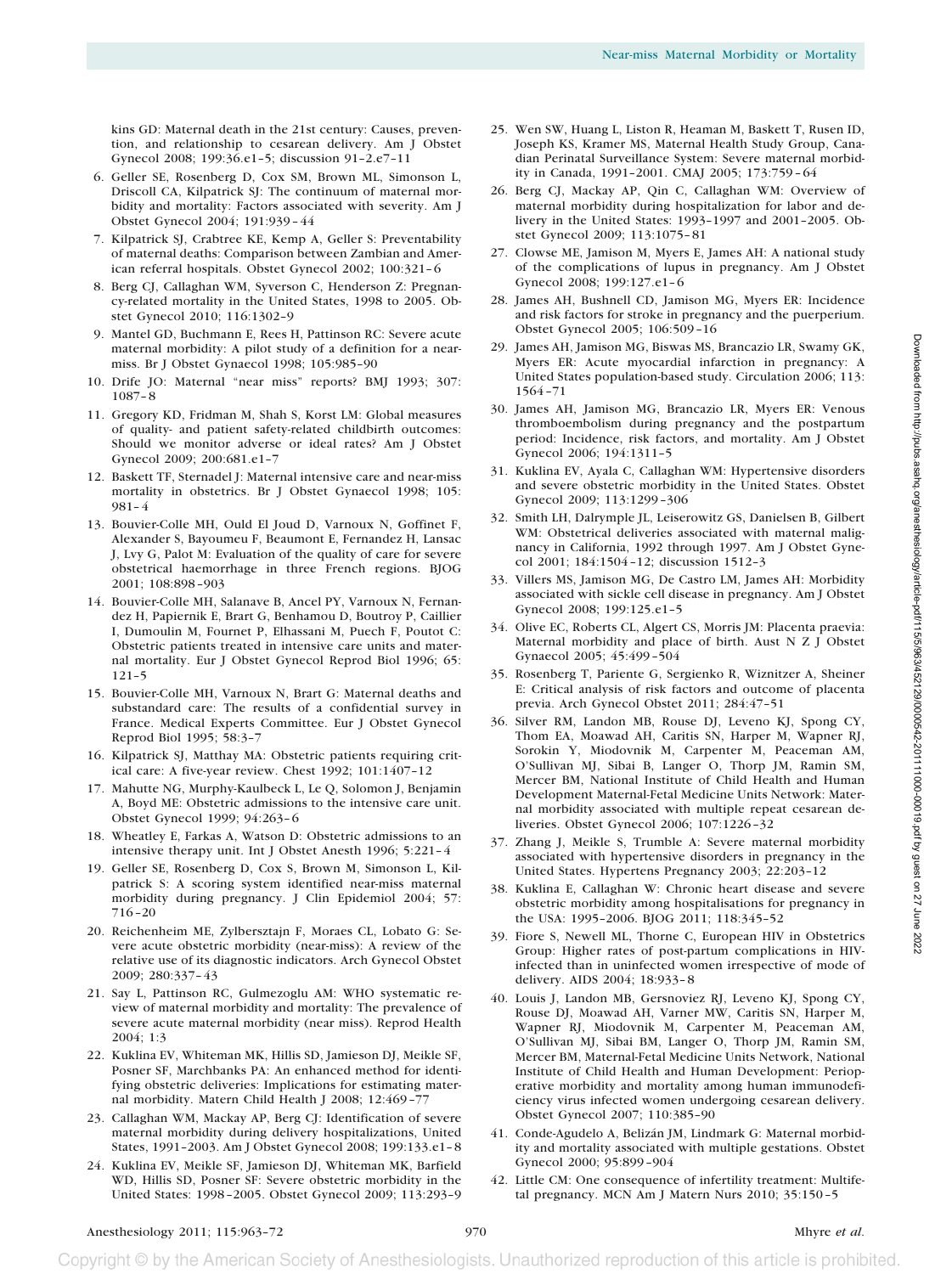kins GD: Maternal death in the 21st century: Causes, prevention, and relationship to cesarean delivery. Am J Obstet Gynecol 2008; 199:36.e1–5; discussion 91–2.e7–11

6. Geller SE, Rosenberg D, Cox SM, Brown ML, Simonson L, Driscoll CA, Kilpatrick SJ: The continuum of maternal morbidity and mortality: Factors associated with severity. Am J Obstet Gynecol 2004; 191:939–44
7. Kilpatrick SJ, Crabtree KE, Kemp A, Geller S: Preventability of maternal deaths: Comparison between Zambian and American referral hospitals. Obstet Gynecol 2002; 100:321–6
8. Berg CJ, Callaghan WM, Syverson C, Henderson Z: Pregnancy-related mortality in the United States, 1998 to 2005. Obstet Gynecol 2010; 116:1302–9
9. Mantel GD, Buchmann E, Rees H, Pattinson RC: Severe acute maternal morbidity: A pilot study of a definition for a near-miss. Br J Obstet Gynaecol 1998; 105:985–90
10. Drife JO: Maternal "near miss" reports? BMJ 1993; 307:1087–8
11. Gregory KD, Fridman M, Shah S, Korst LM: Global measures of quality- and patient safety-related childbirth outcomes: Should we monitor adverse or ideal rates? Am J Obstet Gynecol 2009; 200:681.e1–7
12. Baskett TF, Sternadel J: Maternal intensive care and near-miss mortality in obstetrics. Br J Obstet Gynaecol 1998; 105:981–4
13. Bouvier-Colle MH, Ould El Joud D, Varnoux N, Goffinet F, Alexander S, Bayoumeu F, Beaumont E, Fernandez H, Lansac J, Lvy G, Palot M: Evaluation of the quality of care for severe obstetrical haemorrhage in three French regions. BJOG 2001; 108:898–903
14. Bouvier-Colle MH, Salanave B, Ancel PY, Varnoux N, Fernandez H, Papiernik E, Brart G, Benhamou D, Boutroy P, Caillier I, Dumoulin M, Fournet P, Elhassani M, Puech F, Poutot C: Obstetric patients treated in intensive care units and maternal mortality. Eur J Obstet Gynecol Reprod Biol 1996; 65:121–5
15. Bouvier-Colle MH, Varnoux N, Brart G: Maternal deaths and substandard care: The results of a confidential survey in France. Medical Experts Committee. Eur J Obstet Gynecol Reprod Biol 1995; 58:3–7
16. Kilpatrick SJ, Matthay MA: Obstetric patients requiring critical care: A five-year review. Chest 1992; 101:1407–12
17. Mahutte NG, Murphy-Kaulbeck L, Le Q, Solomon J, Benjamin A, Boyd ME: Obstetric admissions to the intensive care unit. Obstet Gynecol 1999; 94:263–6
18. Wheatley E, Farkas A, Watson D: Obstetric admissions to an intensive therapy unit. Int J Obstet Anesth 1996; 5:221–4
19. Geller SE, Rosenberg D, Cox S, Brown M, Simonson L, Kilpatrick S: A scoring system identified near-miss maternal morbidity during pregnancy. J Clin Epidemiol 2004; 57:716–20
20. Reichenheim ME, Zylbersztajn F, Moraes CL, Lobato G: Severe acute obstetric morbidity (near-miss): A review of the relative use of its diagnostic indicators. Arch Gynecol Obstet 2009; 280:337–43
21. Say L, Pattinson RC, Gulmezoglu AM: WHO systematic review of maternal morbidity and mortality: The prevalence of severe acute maternal morbidity (near miss). Reprod Health 2004; 1:3
22. Kuklina EV, Whiteman MK, Hillis SD, Jamieson DJ, Meikle SF, Posner SF, Marchbanks PA: An enhanced method for identifying obstetric deliveries: Implications for estimating maternal morbidity. Matern Child Health J 2008; 12:469–77
23. Callaghan WM, Mackay AP, Berg CJ: Identification of severe maternal morbidity during delivery hospitalizations, United States, 1991–2003. Am J Obstet Gynecol 2008; 199:133.e1–8
24. Kuklina EV, Meikle SF, Jamieson DJ, Whiteman MK, Barfield WD, Hillis SD, Posner SF: Severe obstetric morbidity in the United States: 1998–2005. Obstet Gynecol 2009; 113:293–9
25. Wen SW, Huang L, Liston R, Heaman M, Baskett T, Rusen ID, Joseph KS, Kramer MS, Maternal Health Study Group, Canadian Perinatal Surveillance System: Severe maternal morbidity in Canada, 1991–2001. CMAJ 2005; 173:759–64
26. Berg CJ, Mackay AP, Qin C, Callaghan WM: Overview of maternal morbidity during hospitalization for labor and delivery in the United States: 1993–1997 and 2001–2005. Obstet Gynecol 2009; 113:1075–81
27. Clowse ME, Jamison M, Myers E, James AH: A national study of the complications of lupus in pregnancy. Am J Obstet Gynecol 2008; 199:127.e1–6
28. James AH, Bushnell CD, Jamison MG, Myers ER: Incidence and risk factors for stroke in pregnancy and the puerperium. Obstet Gynecol 2005; 106:509–16
29. James AH, Jamison MG, Biswas MS, Brancazio LR, Swamy GK, Myers ER: Acute myocardial infarction in pregnancy: A United States population-based study. Circulation 2006; 113:1564–71
30. James AH, Jamison MG, Brancazio LR, Myers ER: Venous thromboembolism during pregnancy and the postpartum period: Incidence, risk factors, and mortality. Am J Obstet Gynecol 2006; 194:1311–5
31. Kuklina EV, Ayala C, Callaghan WM: Hypertensive disorders and severe obstetric morbidity in the United States. Obstet Gynecol 2009; 113:1299–306
32. Smith LH, Dalrymple JL, Leiserowitz GS, Danielsen B, Gilbert WM: Obstetrical deliveries associated with maternal malignancy in California, 1992 through 1997. Am J Obstet Gynecol 2001; 184:1504–12; discussion 1512–3
33. Villers MS, Jamison MG, De Castro LM, James AH: Morbidity associated with sickle cell disease in pregnancy. Am J Obstet Gynecol 2008; 199:125.e1–5
34. Olive EC, Roberts CL, Algert CS, Morris JM: Placenta praevia: Maternal morbidity and place of birth. Aust N Z J Obstet Gynaecol 2005; 45:499–504
35. Rosenberg T, Pariente G, Sergienko R, Wiznitzer A, Sheiner E: Critical analysis of risk factors and outcome of placenta previa. Arch Gynecol Obstet 2011; 284:47–51
36. Silver RM, Landon MB, Rouse DJ, Leveno KJ, Spong CY, Thom EA, Moawad AH, Caritis SN, Harper M, Wapner RJ, Sorokin Y, Miodovnik M, Carpenter M, Peaceman AM, O'Sullivan MJ, Sibai B, Langer O, Thorp JM, Ramin SM, Mercer BM, National Institute of Child Health and Human Development Maternal-Fetal Medicine Units Network: Maternal morbidity associated with multiple repeat cesarean deliveries. Obstet Gynecol 2006; 107:1226–32
37. Zhang J, Meikle S, Trumble A: Severe maternal morbidity associated with hypertensive disorders in pregnancy in the United States. Hypertens Pregnancy 2003; 22:203–12
38. Kuklina E, Callaghan W: Chronic heart disease and severe obstetric morbidity among hospitalisations for pregnancy in the USA: 1995–2006. BJOG 2011; 118:345–52
39. Fiore S, Newell ML, Thorne C, European HIV in Obstetrics Group: Higher rates of post-partum complications in HIV-infected than in uninfected women irrespective of mode of delivery. AIDS 2004; 18:933–8
40. Louis J, Landon MB, Gersnoviez RJ, Leveno KJ, Spong CY, Rouse DJ, Moawad AH, Varner MW, Caritis SN, Harper M, Wapner RJ, Miodovnik M, Carpenter M, Peaceman AM, O'Sullivan MJ, Sibai BM, Langer O, Thorp JM, Ramin SM, Mercer BM, Maternal-Fetal Medicine Units Network, National Institute of Child Health and Human Development: Perioperative morbidity and mortality among human immunodeficiency virus infected women undergoing cesarean delivery. Obstet Gynecol 2007; 110:385–90
41. Conde-Agudelo A, Belizán JM, Lindmark G: Maternal morbidity and mortality associated with multiple gestations. Obstet Gynecol 2000; 95:899–904
42. Little CM: One consequence of infertility treatment: Multifetal pregnancy. MCN Am J Matern Nurs 2010; 35:150–5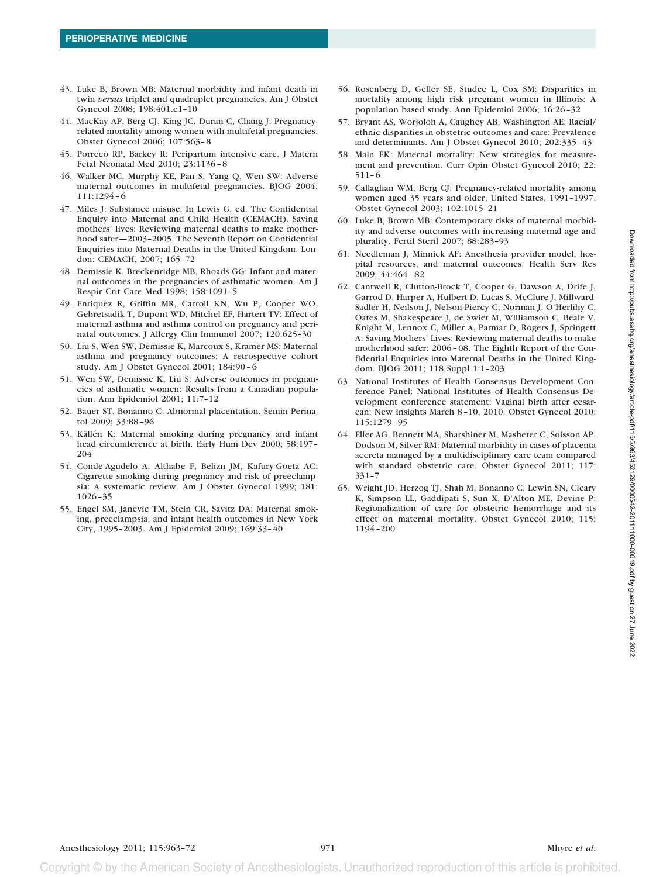43. Luke B, Brown MB: Maternal morbidity and infant death in twin *versus* triplet and quadruplet pregnancies. Am J Obstet Gynecol 2008; 198:401.e1–10
44. MacKay AP, Berg CJ, King JC, Duran C, Chang J: Pregnancy-related mortality among women with multifetal pregnancies. Obstet Gynecol 2006; 107:563–8
45. Porreco RP, Barkey R: Peripartum intensive care. J Matern Fetal Neonatal Med 2010; 23:1136–8
46. Walker MC, Murphy KE, Pan S, Yang Q, Wen SW: Adverse maternal outcomes in multifetal pregnancies. BJOG 2004; 111:1294–6
47. Miles J: Substance misuse. In Lewis G, ed. The Confidential Enquiry into Maternal and Child Health (CEMACH). Saving mothers' lives: Reviewing maternal deaths to make motherhood safer—2003–2005. The Seventh Report on Confidential Enquiries into Maternal Deaths in the United Kingdom. London: CEMACH, 2007; 165–72
48. Demissie K, Breckenridge MB, Rhoads GG: Infant and maternal outcomes in the pregnancies of asthmatic women. Am J Respir Crit Care Med 1998; 158:1091–5
49. Enriquez R, Griffin MR, Carroll KN, Wu P, Cooper WO, Gebretsadik T, Dupont WD, Mitchel EF, Hartert TV: Effect of maternal asthma and asthma control on pregnancy and perinatal outcomes. J Allergy Clin Immunol 2007; 120:625–30
50. Liu S, Wen SW, Demissie K, Marcoux S, Kramer MS: Maternal asthma and pregnancy outcomes: A retrospective cohort study. Am J Obstet Gynecol 2001; 184:90–6
51. Wen SW, Demissie K, Liu S: Adverse outcomes in pregnancies of asthmatic women: Results from a Canadian population. Ann Epidemiol 2001; 11:7–12
52. Bauer ST, Bonanno C: Abnormal placentation. Semin Perinatol 2009; 33:88–96
53. Källén K: Maternal smoking during pregnancy and infant head circumference at birth. Early Hum Dev 2000; 58:197–204
54. Conde-Agudelo A, Althabe F, Belizn JM, Kafury-Goeta AC: Cigarette smoking during pregnancy and risk of preeclampsia: A systematic review. Am J Obstet Gynecol 1999; 181:1026–35
55. Engel SM, Janevic TM, Stein CR, Savitz DA: Maternal smoking, preeclampsia, and infant health outcomes in New York City, 1995–2003. Am J Epidemiol 2009; 169:33–40
56. Rosenberg D, Geller SE, Studee L, Cox SM: Disparities in mortality among high risk pregnant women in Illinois: A population based study. Ann Epidemiol 2006; 16:26–32
57. Bryant AS, Worjoloh A, Caughey AB, Washington AE: Racial/ethnic disparities in obstetric outcomes and care: Prevalence and determinants. Am J Obstet Gynecol 2010; 202:335–43
58. Main EK: Maternal mortality: New strategies for measurement and prevention. Curr Opin Obstet Gynecol 2010; 22:511–6
59. Callaghan WM, Berg CJ: Pregnancy-related mortality among women aged 35 years and older, United States, 1991–1997. Obstet Gynecol 2003; 102:1015–21
60. Luke B, Brown MB: Contemporary risks of maternal morbidity and adverse outcomes with increasing maternal age and plurality. Fertil Steril 2007; 88:283–93
61. Needleman J, Minnick AF: Anesthesia provider model, hospital resources, and maternal outcomes. Health Serv Res 2009; 44:464–82
62. Cantwell R, Clutton-Brock T, Cooper G, Dawson A, Drife J, Garrod D, Harper A, Hulbert D, Lucas S, McClure J, Millward-Sadler H, Neilson J, Nelson-Piercy C, Norman J, O'Herlihy C, Oates M, Shakespeare J, de Swiet M, Williamson C, Beale V, Knight M, Lennox C, Miller A, Parmar D, Rogers J, Springett A: Saving Mothers' Lives: Reviewing maternal deaths to make motherhood safer: 2006–08. The Eighth Report of the Confidential Enquiries into Maternal Deaths in the United Kingdom. BJOG 2011; 118 Suppl 1:1–203
63. National Institutes of Health Consensus Development Conference Panel: National Institutes of Health Consensus Development conference statement: Vaginal birth after cesarean: New insights March 8–10, 2010. Obstet Gynecol 2010; 115:1279–95
64. Eller AG, Bennett MA, Sharshiner M, Masheter C, Soisson AP, Dodson M, Silver RM: Maternal morbidity in cases of placenta accreta managed by a multidisciplinary care team compared with standard obstetric care. Obstet Gynecol 2011; 117:331–7
65. Wright JD, Herzog TJ, Shah M, Bonanno C, Lewin SN, Cleary K, Simpson LL, Gaddipati S, Sun X, D'Alton ME, Devine P: Regionalization of care for obstetric hemorrhage and its effect on maternal mortality. Obstet Gynecol 2010; 115:1194–200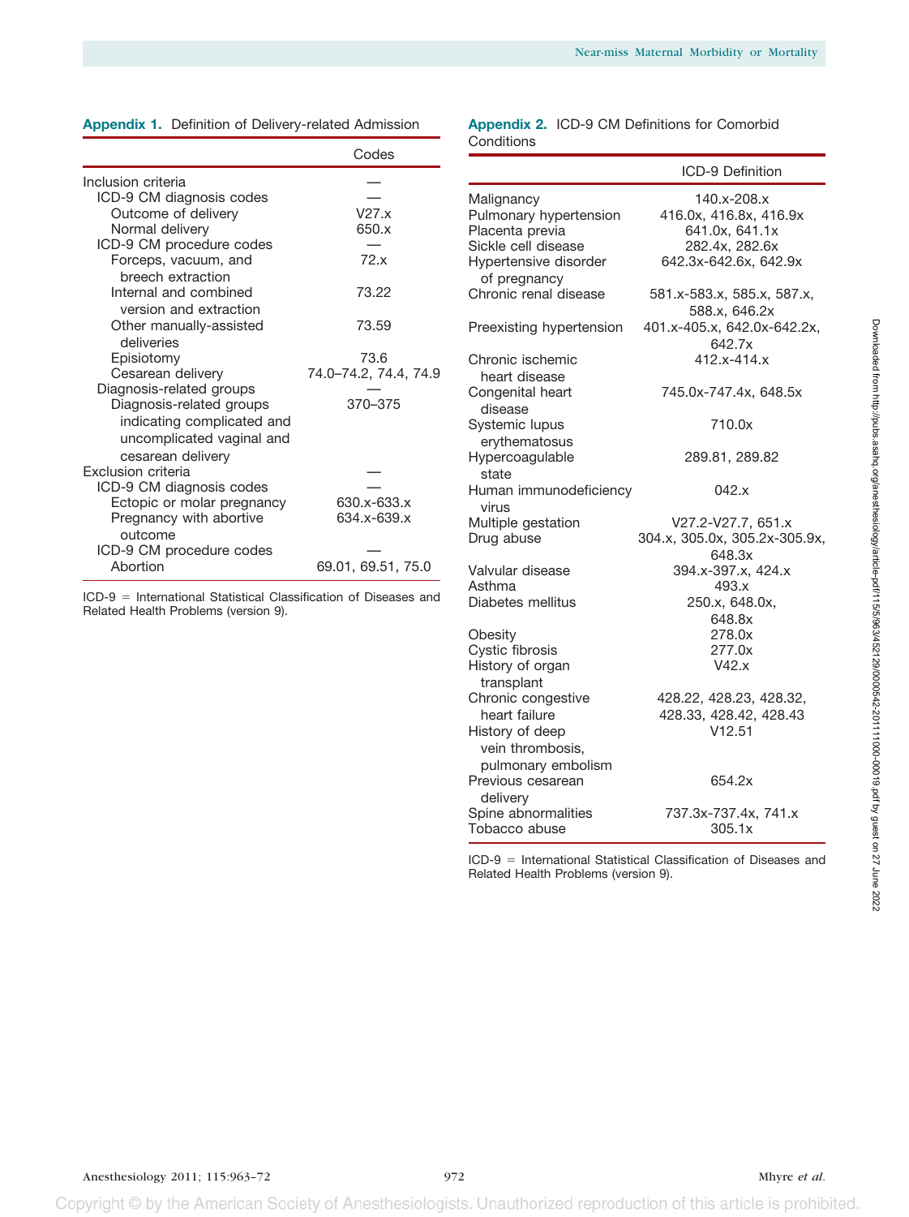**Appendix 1.** Definition of Delivery-related Admission

| | Codes |
|---|---|
| Inclusion criteria | — |
| ICD-9 CM diagnosis codes | — |
| Outcome of delivery | V27.x |
| Normal delivery | 650.x |
| ICD-9 CM procedure codes | — |
| Forceps, vacuum, and breech extraction | 72.x |
| Internal and combined version and extraction | 73.22 |
| Other manually-assisted deliveries | 73.59 |
| Episiotomy | 73.6 |
| Cesarean delivery | 74.0–74.2, 74.4, 74.9 |
| Diagnosis-related groups | — |
| Diagnosis-related groups indicating complicated and uncomplicated vaginal and cesarean delivery | 370–375 |
| Exclusion criteria | — |
| ICD-9 CM diagnosis codes | — |
| Ectopic or molar pregnancy | 630.x-633.x |
| Pregnancy with abortive outcome | 634.x-639.x |
| ICD-9 CM procedure codes | — |
| Abortion | 69.01, 69.51, 75.0 |

ICD-9 = International Statistical Classification of Diseases and Related Health Problems (version 9).

**Appendix 2.** ICD-9 CM Definitions for Comorbid Conditions

| | ICD-9 Definition |
|---|---|
| Malignancy | 140.x-208.x |
| Pulmonary hypertension | 416.0x, 416.8x, 416.9x |
| Placenta previa | 641.0x, 641.1x |
| Sickle cell disease | 282.4x, 282.6x |
| Hypertensive disorder of pregnancy | 642.3x-642.6x, 642.9x |
| Chronic renal disease | 581.x-583.x, 585.x, 587.x, 588.x, 646.2x |
| Preexisting hypertension | 401.x-405.x, 642.0x-642.2x, 642.7x |
| Chronic ischemic heart disease | 412.x-414.x |
| Congenital heart disease | 745.0x-747.4x, 648.5x |
| Systemic lupus erythematosus | 710.0x |
| Hypercoagulable state | 289.81, 289.82 |
| Human immunodeficiency virus | 042.x |
| Multiple gestation | V27.2-V27.7, 651.x |
| Drug abuse | 304.x, 305.0x, 305.2x-305.9x, 648.3x |
| Valvular disease | 394.x-397.x, 424.x |
| Asthma | 493.x |
| Diabetes mellitus | 250.x, 648.0x, 648.8x |
| Obesity | 278.0x |
| Cystic fibrosis | 277.0x |
| History of organ transplant | V42.x |
| Chronic congestive heart failure | 428.22, 428.23, 428.32, 428.33, 428.42, 428.43 |
| History of deep vein thrombosis, pulmonary embolism | V12.51 |
| Previous cesarean delivery | 654.2x |
| Spine abnormalities | 737.3x-737.4x, 741.x |
| Tobacco abuse | 305.1x |

ICD-9 = International Statistical Classification of Diseases and Related Health Problems (version 9).